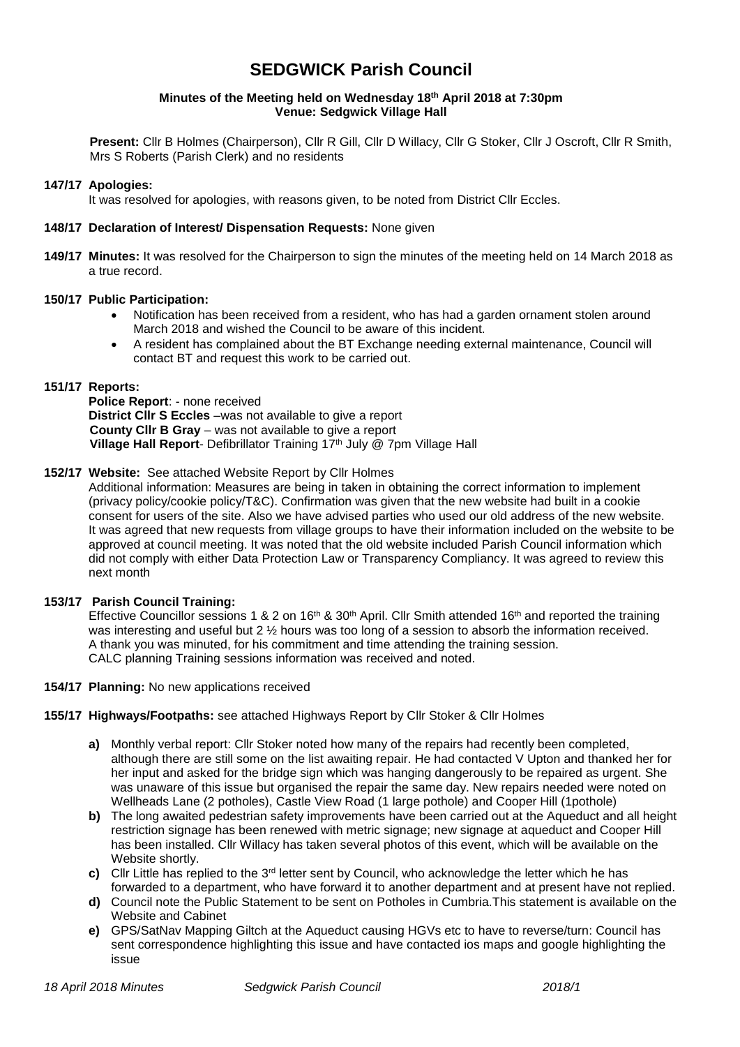# SEDGWICK Parish Council

**Minutes of the Meeting held on Wednesday 18th April 2018 at 7:30pm**
**Venue: Sedgwick Village Hall**

**Present:** Cllr B Holmes (Chairperson), Cllr R Gill, Cllr D Willacy, Cllr G Stoker, Cllr J Oscroft, Cllr R Smith, Mrs S Roberts (Parish Clerk) and no residents

**147/17 Apologies:**
It was resolved for apologies, with reasons given, to be noted from District Cllr Eccles.

**148/17 Declaration of Interest/ Dispensation Requests:** None given

**149/17 Minutes:** It was resolved for the Chairperson to sign the minutes of the meeting held on 14 March 2018 as a true record.

**150/17 Public Participation:**

- Notification has been received from a resident, who has had a garden ornament stolen around March 2018 and wished the Council to be aware of this incident.
- A resident has complained about the BT Exchange needing external maintenance, Council will contact BT and request this work to be carried out.

**151/17 Reports:**

**Police Report**: - none received
**District Cllr S Eccles** –was not available to give a report
**County Cllr B Gray** – was not available to give a report
**Village Hall Report**- Defibrillator Training 17th July @ 7pm Village Hall

**152/17 Website:** See attached Website Report by Cllr Holmes

Additional information: Measures are being in taken in obtaining the correct information to implement (privacy policy/cookie policy/T&C). Confirmation was given that the new website had built in a cookie consent for users of the site. Also we have advised parties who used our old address of the new website. It was agreed that new requests from village groups to have their information included on the website to be approved at council meeting. It was noted that the old website included Parish Council information which did not comply with either Data Protection Law or Transparency Compliancy. It was agreed to review this next month

**153/17 Parish Council Training:**

Effective Councillor sessions 1 & 2 on 16th & 30th April. Cllr Smith attended 16th and reported the training was interesting and useful but 2 ½ hours was too long of a session to absorb the information received. A thank you was minuted, for his commitment and time attending the training session.
CALC planning Training sessions information was received and noted.

**154/17 Planning:** No new applications received

**155/17 Highways/Footpaths:** see attached Highways Report by Cllr Stoker & Cllr Holmes

**a)** Monthly verbal report: Cllr Stoker noted how many of the repairs had recently been completed, although there are still some on the list awaiting repair. He had contacted V Upton and thanked her for her input and asked for the bridge sign which was hanging dangerously to be repaired as urgent. She was unaware of this issue but organised the repair the same day. New repairs needed were noted on Wellheads Lane (2 potholes), Castle View Road (1 large pothole) and Cooper Hill (1pothole)

**b)** The long awaited pedestrian safety improvements have been carried out at the Aqueduct and all height restriction signage has been renewed with metric signage; new signage at aqueduct and Cooper Hill has been installed. Cllr Willacy has taken several photos of this event, which will be available on the Website shortly.

**c)** Cllr Little has replied to the 3rd letter sent by Council, who acknowledge the letter which he has forwarded to a department, who have forward it to another department and at present have not replied.

**d)** Council note the Public Statement to be sent on Potholes in Cumbria.This statement is available on the Website and Cabinet

**e)** GPS/SatNav Mapping Giltch at the Aqueduct causing HGVs etc to have to reverse/turn: Council has sent correspondence highlighting this issue and have contacted ios maps and google highlighting the issue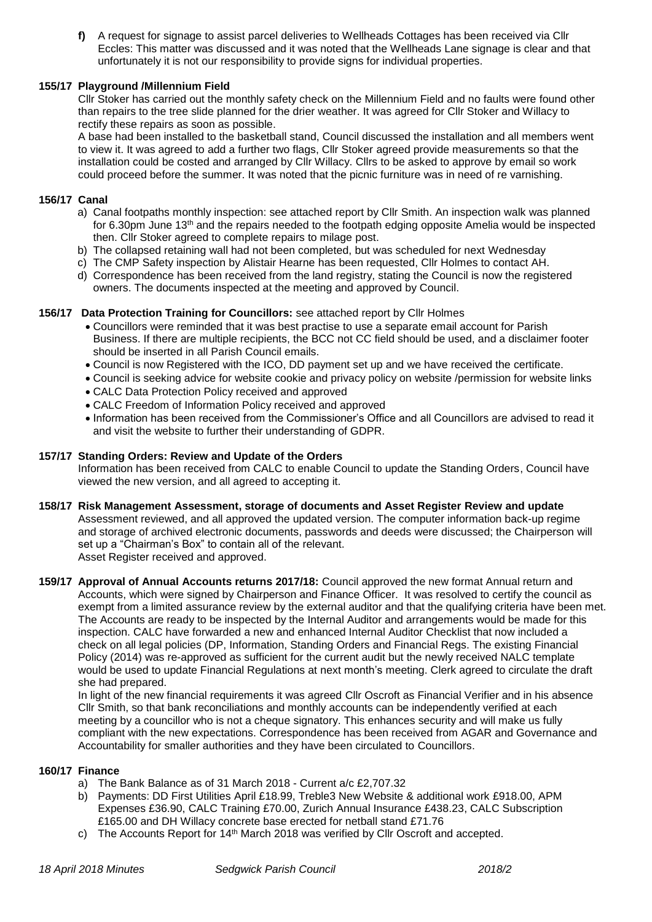**f)** A request for signage to assist parcel deliveries to Wellheads Cottages has been received via Cllr Eccles: This matter was discussed and it was noted that the Wellheads Lane signage is clear and that unfortunately it is not our responsibility to provide signs for individual properties.

**155/17 Playground /Millennium Field**

Cllr Stoker has carried out the monthly safety check on the Millennium Field and no faults were found other than repairs to the tree slide planned for the drier weather. It was agreed for Cllr Stoker and Willacy to rectify these repairs as soon as possible.

A base had been installed to the basketball stand, Council discussed the installation and all members went to view it. It was agreed to add a further two flags, Cllr Stoker agreed provide measurements so that the installation could be costed and arranged by Cllr Willacy. Cllrs to be asked to approve by email so work could proceed before the summer. It was noted that the picnic furniture was in need of re varnishing.

**156/17 Canal**

a) Canal footpaths monthly inspection: see attached report by Cllr Smith. An inspection walk was planned for 6.30pm June 13th and the repairs needed to the footpath edging opposite Amelia would be inspected then. Cllr Stoker agreed to complete repairs to milage post.
b) The collapsed retaining wall had not been completed, but was scheduled for next Wednesday
c) The CMP Safety inspection by Alistair Hearne has been requested, Cllr Holmes to contact AH.
d) Correspondence has been received from the land registry, stating the Council is now the registered owners. The documents inspected at the meeting and approved by Council.

**156/17 Data Protection Training for Councillors:** see attached report by Cllr Holmes

- Councillors were reminded that it was best practise to use a separate email account for Parish Business. If there are multiple recipients, the BCC not CC field should be used, and a disclaimer footer should be inserted in all Parish Council emails.
- Council is now Registered with the ICO, DD payment set up and we have received the certificate.
- Council is seeking advice for website cookie and privacy policy on website /permission for website links
- CALC Data Protection Policy received and approved
- CALC Freedom of Information Policy received and approved
- Information has been received from the Commissioner's Office and all Councillors are advised to read it and visit the website to further their understanding of GDPR.

**157/17 Standing Orders: Review and Update of the Orders**

Information has been received from CALC to enable Council to update the Standing Orders, Council have viewed the new version, and all agreed to accepting it.

**158/17 Risk Management Assessment, storage of documents and Asset Register Review and update**

Assessment reviewed, and all approved the updated version. The computer information back-up regime and storage of archived electronic documents, passwords and deeds were discussed; the Chairperson will set up a "Chairman's Box" to contain all of the relevant.

Asset Register received and approved.

**159/17 Approval of Annual Accounts returns 2017/18:** Council approved the new format Annual return and Accounts, which were signed by Chairperson and Finance Officer. It was resolved to certify the council as exempt from a limited assurance review by the external auditor and that the qualifying criteria have been met. The Accounts are ready to be inspected by the Internal Auditor and arrangements would be made for this inspection. CALC have forwarded a new and enhanced Internal Auditor Checklist that now included a check on all legal policies (DP, Information, Standing Orders and Financial Regs. The existing Financial Policy (2014) was re-approved as sufficient for the current audit but the newly received NALC template would be used to update Financial Regulations at next month's meeting. Clerk agreed to circulate the draft she had prepared.

In light of the new financial requirements it was agreed Cllr Oscroft as Financial Verifier and in his absence Cllr Smith, so that bank reconciliations and monthly accounts can be independently verified at each meeting by a councillor who is not a cheque signatory. This enhances security and will make us fully compliant with the new expectations. Correspondence has been received from AGAR and Governance and Accountability for smaller authorities and they have been circulated to Councillors.

**160/17 Finance**

a) The Bank Balance as of 31 March 2018 - Current a/c £2,707.32
b) Payments: DD First Utilities April £18.99, Treble3 New Website & additional work £918.00, APM Expenses £36.90, CALC Training £70.00, Zurich Annual Insurance £438.23, CALC Subscription £165.00 and DH Willacy concrete base erected for netball stand £71.76
c) The Accounts Report for 14th March 2018 was verified by Cllr Oscroft and accepted.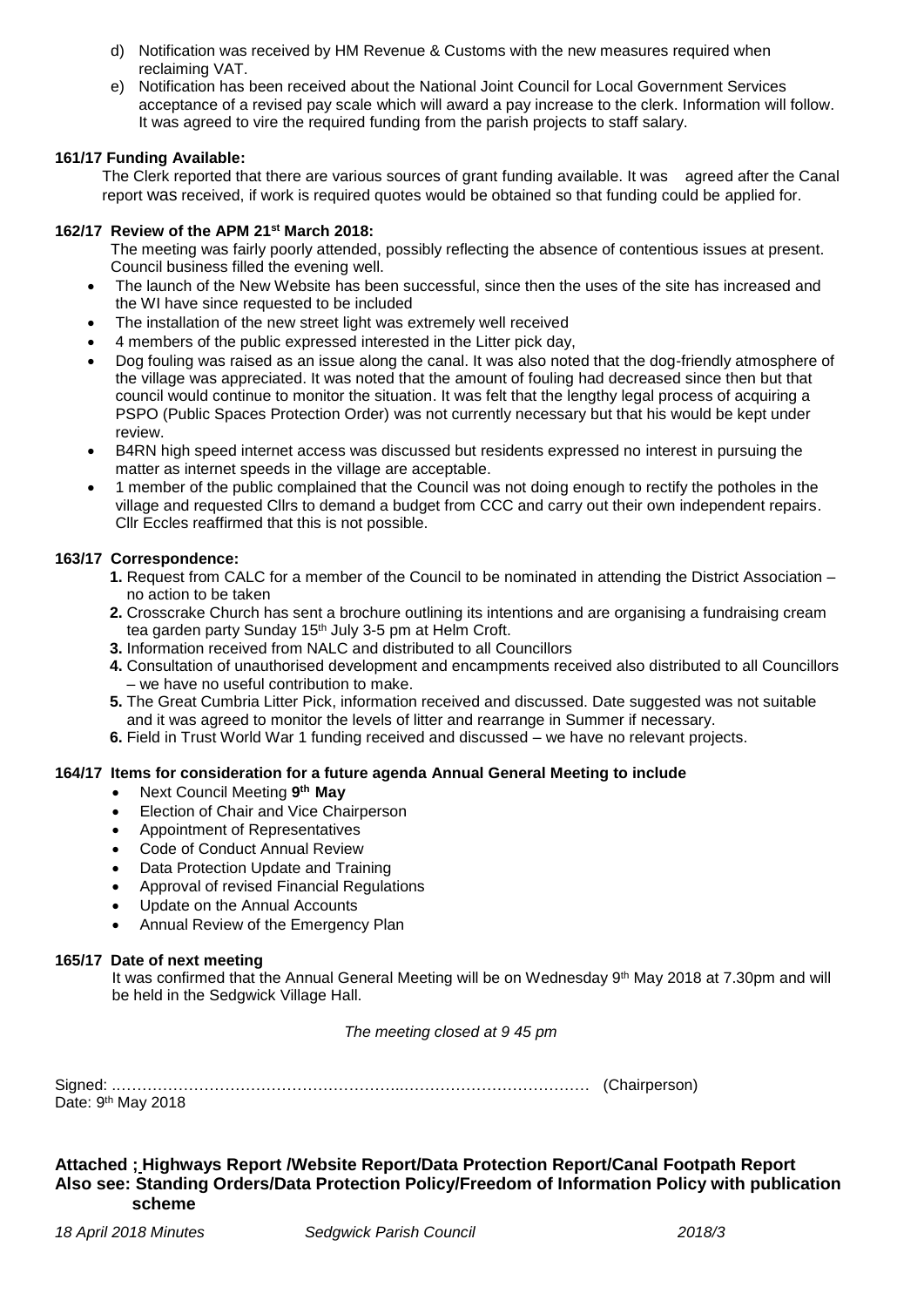d) Notification was received by HM Revenue & Customs with the new measures required when reclaiming VAT.

e) Notification has been received about the National Joint Council for Local Government Services acceptance of a revised pay scale which will award a pay increase to the clerk. Information will follow. It was agreed to vire the required funding from the parish projects to staff salary.

**161/17 Funding Available:**

The Clerk reported that there are various sources of grant funding available. It was agreed after the Canal report was received, if work is required quotes would be obtained so that funding could be applied for.

**162/17 Review of the APM 21st March 2018:**

The meeting was fairly poorly attended, possibly reflecting the absence of contentious issues at present. Council business filled the evening well.

- The launch of the New Website has been successful, since then the uses of the site has increased and the WI have since requested to be included
- The installation of the new street light was extremely well received
- 4 members of the public expressed interested in the Litter pick day,
- Dog fouling was raised as an issue along the canal. It was also noted that the dog-friendly atmosphere of the village was appreciated. It was noted that the amount of fouling had decreased since then but that council would continue to monitor the situation. It was felt that the lengthy legal process of acquiring a PSPO (Public Spaces Protection Order) was not currently necessary but that his would be kept under review.
- B4RN high speed internet access was discussed but residents expressed no interest in pursuing the matter as internet speeds in the village are acceptable.
- 1 member of the public complained that the Council was not doing enough to rectify the potholes in the village and requested Cllrs to demand a budget from CCC and carry out their own independent repairs. Cllr Eccles reaffirmed that this is not possible.

**163/17 Correspondence:**

1. Request from CALC for a member of the Council to be nominated in attending the District Association – no action to be taken
2. Crosscrake Church has sent a brochure outlining its intentions and are organising a fundraising cream tea garden party Sunday 15th July 3-5 pm at Helm Croft.
3. Information received from NALC and distributed to all Councillors
4. Consultation of unauthorised development and encampments received also distributed to all Councillors – we have no useful contribution to make.
5. The Great Cumbria Litter Pick, information received and discussed. Date suggested was not suitable and it was agreed to monitor the levels of litter and rearrange in Summer if necessary.
6. Field in Trust World War 1 funding received and discussed – we have no relevant projects.

**164/17 Items for consideration for a future agenda Annual General Meeting to include**

- Next Council Meeting **9th May**
- Election of Chair and Vice Chairperson
- Appointment of Representatives
- Code of Conduct Annual Review
- Data Protection Update and Training
- Approval of revised Financial Regulations
- Update on the Annual Accounts
- Annual Review of the Emergency Plan

**165/17 Date of next meeting**

It was confirmed that the Annual General Meeting will be on Wednesday 9th May 2018 at 7.30pm and will be held in the Sedgwick Village Hall.

*The meeting closed at 9 45 pm*

Signed: ……………………………………………..……………………………… (Chairperson)
Date: 9th May 2018

**Attached ; Highways Report /Website Report/Data Protection Report/Canal Footpath Report**
**Also see: Standing Orders/Data Protection Policy/Freedom of Information Policy with publication scheme**